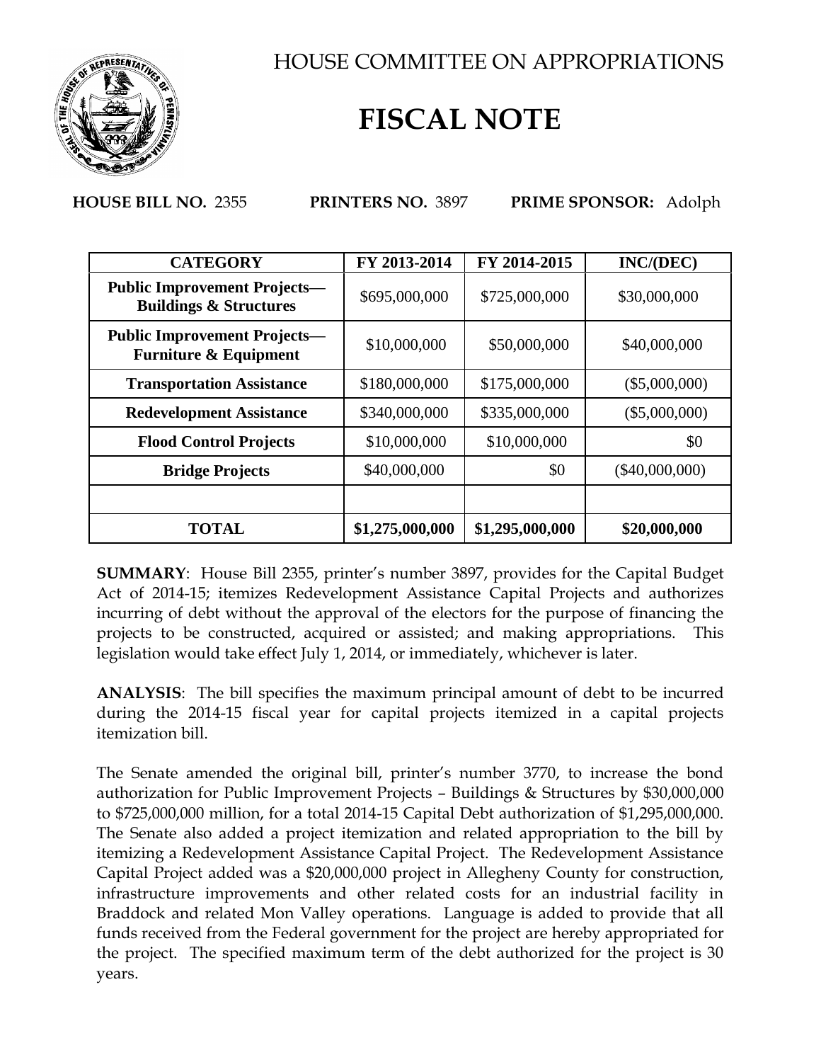# HOUSE COMMITTEE ON APPROPRIATIONS

# FISCAL NOTE

**HOUSE BILL NO.** 2355 **PRINTERS NO.** 3897 **PRIME SPONSOR:** Adolph

| CATEGORY | FY 2013-2014 | FY 2014-2015 | INC/(DEC) |
|---|---|---|---|
| **Public Improvement Projects— Buildings & Structures** | $695,000,000 | $725,000,000 | $30,000,000 |
| **Public Improvement Projects— Furniture & Equipment** | $10,000,000 | $50,000,000 | $40,000,000 |
| **Transportation Assistance** | $180,000,000 | $175,000,000 | ($5,000,000) |
| **Redevelopment Assistance** | $340,000,000 | $335,000,000 | ($5,000,000) |
| **Flood Control Projects** | $10,000,000 | $10,000,000 | $0 |
| **Bridge Projects** | $40,000,000 | $0 | ($40,000,000) |
| | | | |
| **TOTAL** | **$1,275,000,000** | **$1,295,000,000** | **$20,000,000** |

**SUMMARY**: House Bill 2355, printer's number 3897, provides for the Capital Budget Act of 2014-15; itemizes Redevelopment Assistance Capital Projects and authorizes incurring of debt without the approval of the electors for the purpose of financing the projects to be constructed, acquired or assisted; and making appropriations. This legislation would take effect July 1, 2014, or immediately, whichever is later.

**ANALYSIS**: The bill specifies the maximum principal amount of debt to be incurred during the 2014-15 fiscal year for capital projects itemized in a capital projects itemization bill.

The Senate amended the original bill, printer's number 3770, to increase the bond authorization for Public Improvement Projects – Buildings & Structures by $30,000,000 to $725,000,000 million, for a total 2014-15 Capital Debt authorization of $1,295,000,000. The Senate also added a project itemization and related appropriation to the bill by itemizing a Redevelopment Assistance Capital Project. The Redevelopment Assistance Capital Project added was a $20,000,000 project in Allegheny County for construction, infrastructure improvements and other related costs for an industrial facility in Braddock and related Mon Valley operations. Language is added to provide that all funds received from the Federal government for the project are hereby appropriated for the project. The specified maximum term of the debt authorized for the project is 30 years.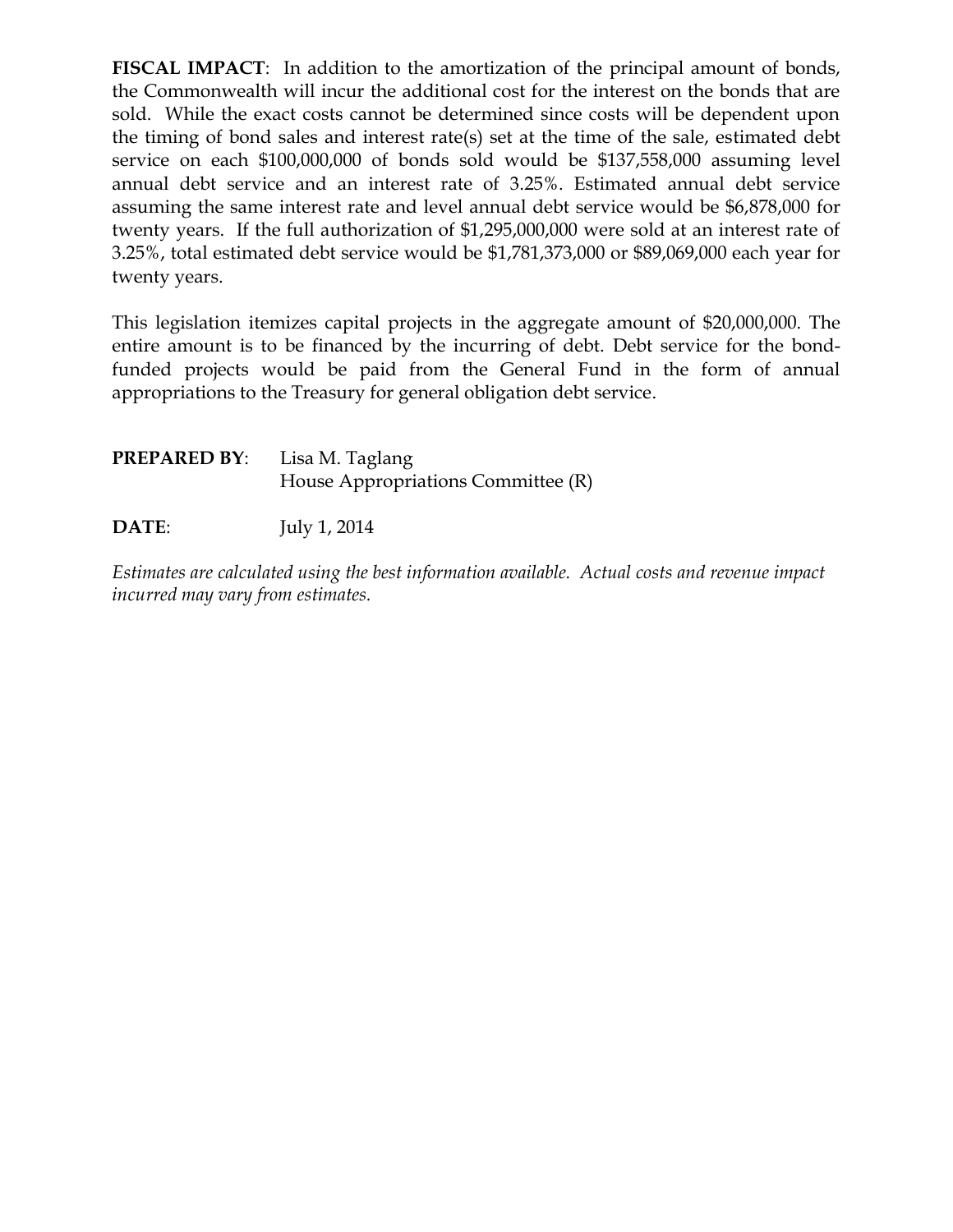**FISCAL IMPACT**: In addition to the amortization of the principal amount of bonds, the Commonwealth will incur the additional cost for the interest on the bonds that are sold. While the exact costs cannot be determined since costs will be dependent upon the timing of bond sales and interest rate(s) set at the time of the sale, estimated debt service on each $100,000,000 of bonds sold would be $137,558,000 assuming level annual debt service and an interest rate of 3.25%. Estimated annual debt service assuming the same interest rate and level annual debt service would be $6,878,000 for twenty years. If the full authorization of $1,295,000,000 were sold at an interest rate of 3.25%, total estimated debt service would be $1,781,373,000 or $89,069,000 each year for twenty years.

This legislation itemizes capital projects in the aggregate amount of $20,000,000. The entire amount is to be financed by the incurring of debt. Debt service for the bond-funded projects would be paid from the General Fund in the form of annual appropriations to the Treasury for general obligation debt service.

**PREPARED BY**: Lisa M. Taglang
House Appropriations Committee (R)

**DATE**: July 1, 2014

*Estimates are calculated using the best information available. Actual costs and revenue impact incurred may vary from estimates.*